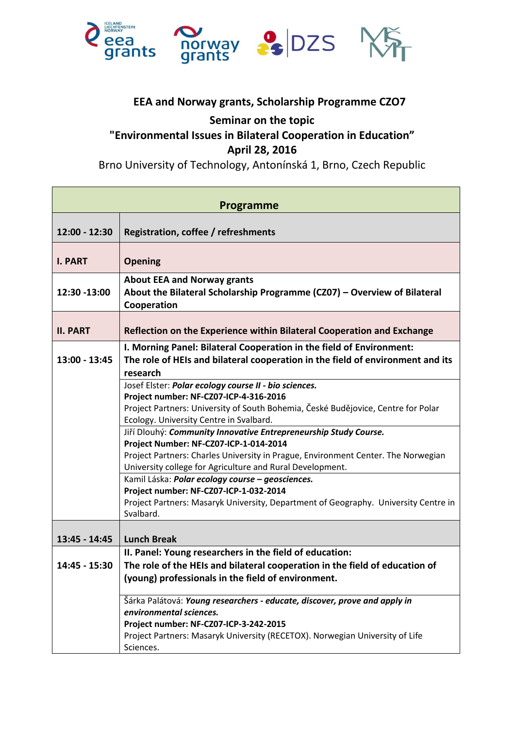## EEA and Norway grants, Scholarship Programme CZO7

### Seminar on the topic
### "Environmental Issues in Bilateral Cooperation in Education"
### April 28, 2016

Brno University of Technology, Antonínská 1, Brno, Czech Republic

| Programme | |
|---|---|
| **12:00 - 12:30** | **Registration, coffee / refreshments** |
| **I. PART** | **Opening** |
| **12:30 -13:00** | **About EEA and Norway grants**<br>**About the Bilateral Scholarship Programme (CZ07) – Overview of Bilateral Cooperation** |
| **II. PART** | **Reflection on the Experience within Bilateral Cooperation and Exchange** |
| **13:00 - 13:45** | **I. Morning Panel: Bilateral Cooperation in the field of Environment: The role of HEIs and bilateral cooperation in the field of environment and its research** |
| | Josef Elster: ***Polar ecology course II - bio sciences.***<br>**Project number: NF-CZ07-ICP-4-316-2016**<br>Project Partners: University of South Bohemia, České Budějovice, Centre for Polar Ecology. University Centre in Svalbard. |
| | Jiří Dlouhý: ***Community Innovative Entrepreneurship Study Course.***<br>**Project Number: NF-CZ07-ICP-1-014-2014**<br>Project Partners: Charles University in Prague, Environment Center. The Norwegian University college for Agriculture and Rural Development. |
| | Kamil Láska: ***Polar ecology course – geosciences.***<br>**Project number: NF-CZ07-ICP-1-032-2014**<br>Project Partners: Masaryk University, Department of Geography. University Centre in Svalbard. |
| **13:45 - 14:45** | **Lunch Break** |
| **14:45 - 15:30** | **II. Panel: Young researchers in the field of education: The role of the HEIs and bilateral cooperation in the field of education of (young) professionals in the field of environment.** |
| | Šárka Palátová: ***Young researchers - educate, discover, prove and apply in environmental sciences.***<br>**Project number: NF-CZ07-ICP-3-242-2015**<br>Project Partners: Masaryk University (RECETOX). Norwegian University of Life Sciences. |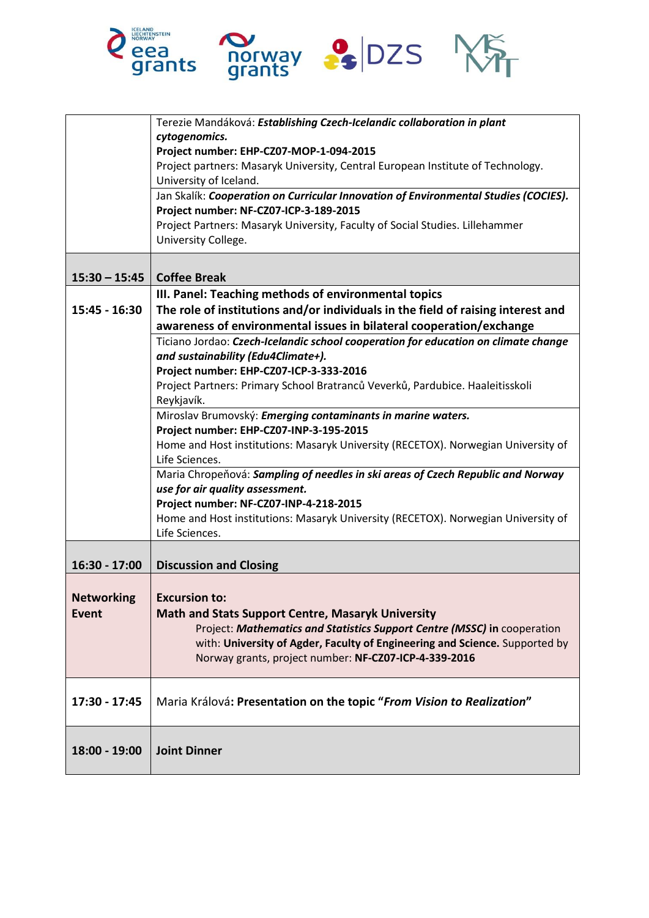| | |
|---|---|
| | Terezie Mandáková: ***Establishing Czech-Icelandic collaboration in plant cytogenomics.*** <br> **Project number: EHP-CZ07-MOP-1-094-2015** <br> Project partners: Masaryk University, Central European Institute of Technology. University of Iceland. |
| | Jan Skalík: ***Cooperation on Curricular Innovation of Environmental Studies (COCIES).*** <br> **Project number: NF-CZ07-ICP-3-189-2015** <br> Project Partners: Masaryk University, Faculty of Social Studies. Lillehammer University College. |
| **15:30 – 15:45** | **Coffee Break** |
| **15:45 - 16:30** | **III. Panel: Teaching methods of environmental topics** <br> **The role of institutions and/or individuals in the field of raising interest and awareness of environmental issues in bilateral cooperation/exchange** |
| | Ticiano Jordao: ***Czech-Icelandic school cooperation for education on climate change and sustainability (Edu4Climate+).*** <br> **Project number: EHP-CZ07-ICP-3-333-2016** <br> Project Partners: Primary School Bratranců Veverků, Pardubice. Haaleitisskoli Reykjavík. |
| | Miroslav Brumovský: ***Emerging contaminants in marine waters.*** <br> **Project number: EHP-CZ07-INP-3-195-2015** <br> Home and Host institutions: Masaryk University (RECETOX). Norwegian University of Life Sciences. |
| | Maria Chropeňová: ***Sampling of needles in ski areas of Czech Republic and Norway use for air quality assessment.*** <br> **Project number: NF-CZ07-INP-4-218-2015** <br> Home and Host institutions: Masaryk University (RECETOX). Norwegian University of Life Sciences. |
| **16:30 - 17:00** | **Discussion and Closing** |
| **Networking Event** | **Excursion to:** <br> **Math and Stats Support Centre, Masaryk University** <br> Project: ***Mathematics and Statistics Support Centre (MSSC)*** **in** cooperation with: **University of Agder, Faculty of Engineering and Science.** Supported by Norway grants, project number: **NF-CZ07-ICP-4-339-2016** |
| **17:30 - 17:45** | Maria Králová**: Presentation on the topic "*From Vision to Realization*"** |
| **18:00 - 19:00** | **Joint Dinner** |